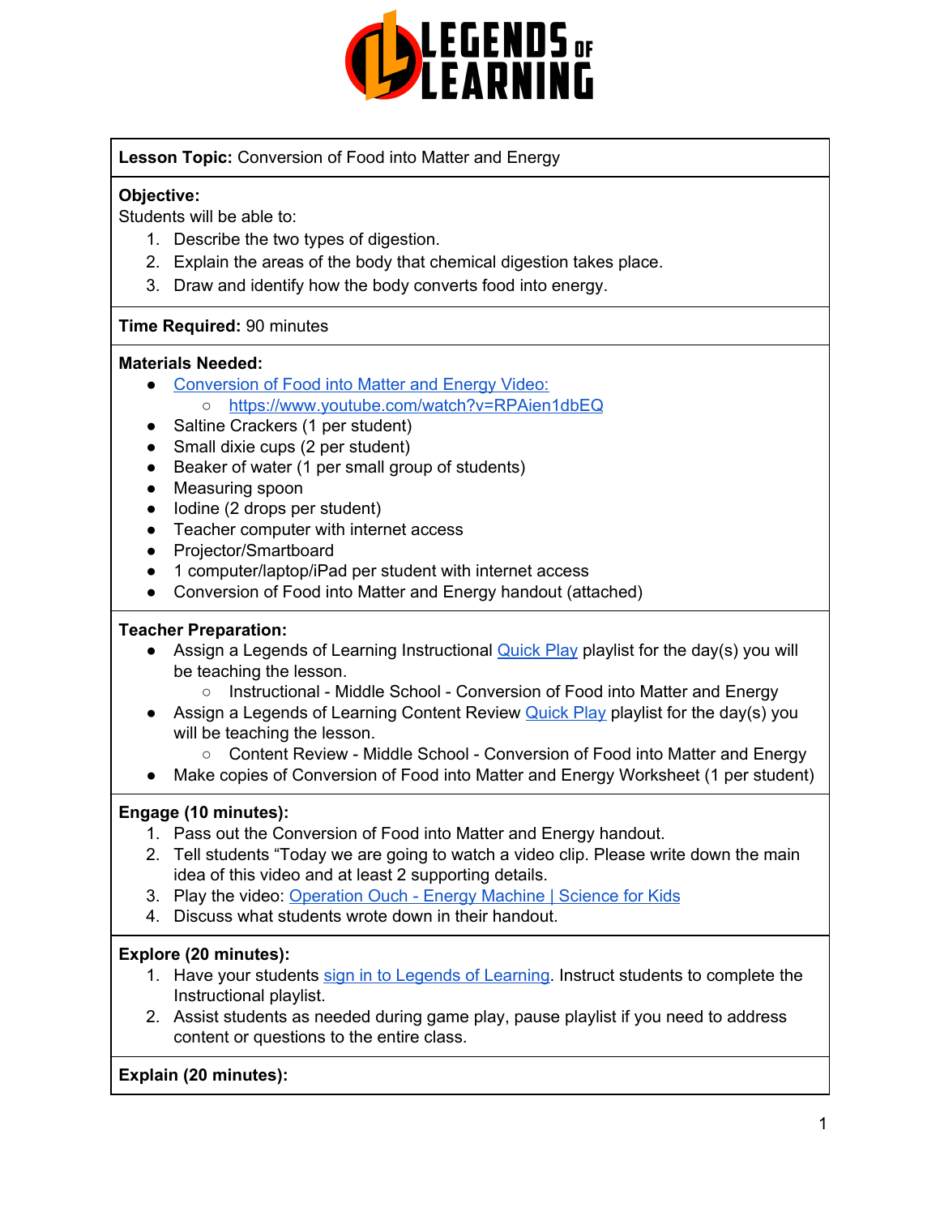**Lesson Topic:** Conversion of Food into Matter and Energy

**Objective:**
Students will be able to:

1. Describe the two types of digestion.
2. Explain the areas of the body that chemical digestion takes place.
3. Draw and identify how the body converts food into energy.

**Time Required:** 90 minutes

**Materials Needed:**

- Conversion of Food into Matter and Energy Video:
  - https://www.youtube.com/watch?v=RPAien1dbEQ
- Saltine Crackers (1 per student)
- Small dixie cups (2 per student)
- Beaker of water (1 per small group of students)
- Measuring spoon
- Iodine (2 drops per student)
- Teacher computer with internet access
- Projector/Smartboard
- 1 computer/laptop/iPad per student with internet access
- Conversion of Food into Matter and Energy handout (attached)

**Teacher Preparation:**

- Assign a Legends of Learning Instructional Quick Play playlist for the day(s) you will be teaching the lesson.
  - Instructional - Middle School - Conversion of Food into Matter and Energy
- Assign a Legends of Learning Content Review Quick Play playlist for the day(s) you will be teaching the lesson.
  - Content Review - Middle School - Conversion of Food into Matter and Energy
- Make copies of Conversion of Food into Matter and Energy Worksheet (1 per student)

**Engage (10 minutes):**

1. Pass out the Conversion of Food into Matter and Energy handout.
2. Tell students "Today we are going to watch a video clip. Please write down the main idea of this video and at least 2 supporting details.
3. Play the video: Operation Ouch - Energy Machine | Science for Kids
4. Discuss what students wrote down in their handout.

**Explore (20 minutes):**

1. Have your students sign in to Legends of Learning. Instruct students to complete the Instructional playlist.
2. Assist students as needed during game play, pause playlist if you need to address content or questions to the entire class.

**Explain (20 minutes):**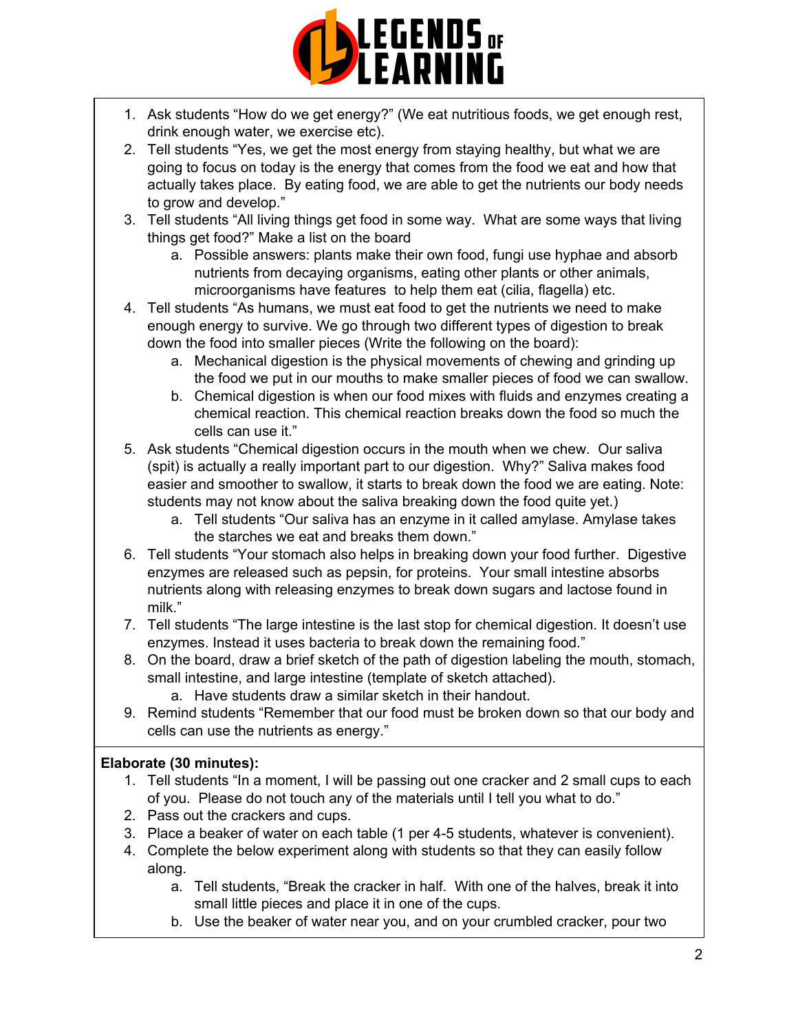1. Ask students "How do we get energy?" (We eat nutritious foods, we get enough rest, drink enough water, we exercise etc).
2. Tell students "Yes, we get the most energy from staying healthy, but what we are going to focus on today is the energy that comes from the food we eat and how that actually takes place. By eating food, we are able to get the nutrients our body needs to grow and develop."
3. Tell students "All living things get food in some way. What are some ways that living things get food?" Make a list on the board
   a. Possible answers: plants make their own food, fungi use hyphae and absorb nutrients from decaying organisms, eating other plants or other animals, microorganisms have features to help them eat (cilia, flagella) etc.
4. Tell students "As humans, we must eat food to get the nutrients we need to make enough energy to survive. We go through two different types of digestion to break down the food into smaller pieces (Write the following on the board):
   a. Mechanical digestion is the physical movements of chewing and grinding up the food we put in our mouths to make smaller pieces of food we can swallow.
   b. Chemical digestion is when our food mixes with fluids and enzymes creating a chemical reaction. This chemical reaction breaks down the food so much the cells can use it."
5. Ask students "Chemical digestion occurs in the mouth when we chew. Our saliva (spit) is actually a really important part to our digestion. Why?" Saliva makes food easier and smoother to swallow, it starts to break down the food we are eating. Note: students may not know about the saliva breaking down the food quite yet.)
   a. Tell students "Our saliva has an enzyme in it called amylase. Amylase takes the starches we eat and breaks them down."
6. Tell students "Your stomach also helps in breaking down your food further. Digestive enzymes are released such as pepsin, for proteins. Your small intestine absorbs nutrients along with releasing enzymes to break down sugars and lactose found in milk."
7. Tell students "The large intestine is the last stop for chemical digestion. It doesn't use enzymes. Instead it uses bacteria to break down the remaining food."
8. On the board, draw a brief sketch of the path of digestion labeling the mouth, stomach, small intestine, and large intestine (template of sketch attached).
   a. Have students draw a similar sketch in their handout.
9. Remind students "Remember that our food must be broken down so that our body and cells can use the nutrients as energy."

**Elaborate (30 minutes):**

1. Tell students "In a moment, I will be passing out one cracker and 2 small cups to each of you. Please do not touch any of the materials until I tell you what to do."
2. Pass out the crackers and cups.
3. Place a beaker of water on each table (1 per 4-5 students, whatever is convenient).
4. Complete the below experiment along with students so that they can easily follow along.
   a. Tell students, "Break the cracker in half. With one of the halves, break it into small little pieces and place it in one of the cups.
   b. Use the beaker of water near you, and on your crumbled cracker, pour two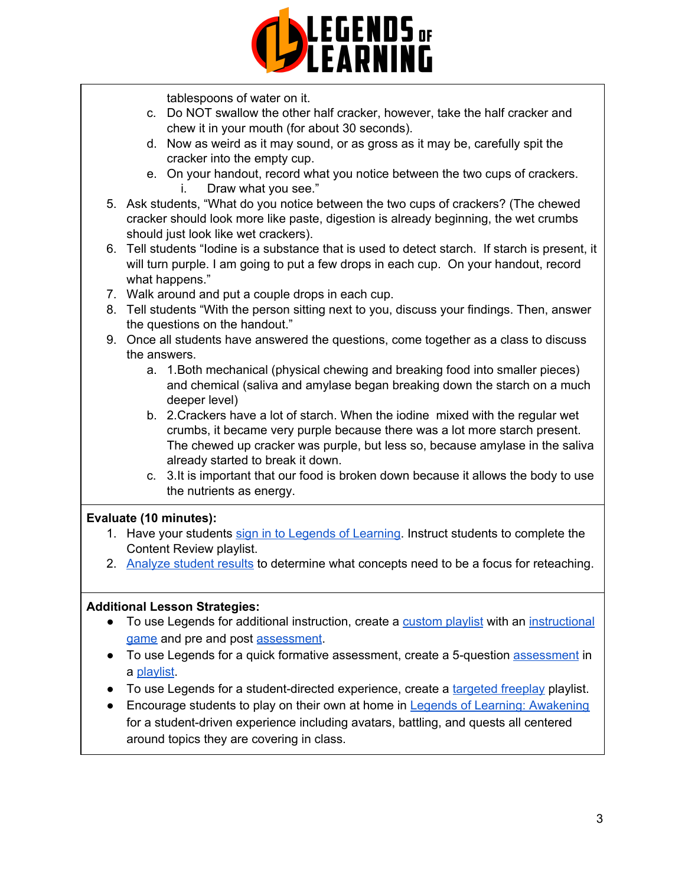tablespoons of water on it.

   c. Do NOT swallow the other half cracker, however, take the half cracker and chew it in your mouth (for about 30 seconds).
   d. Now as weird as it may sound, or as gross as it may be, carefully spit the cracker into the empty cup.
   e. On your handout, record what you notice between the two cups of crackers.
      i. Draw what you see."

5. Ask students, "What do you notice between the two cups of crackers? (The chewed cracker should look more like paste, digestion is already beginning, the wet crumbs should just look like wet crackers).
6. Tell students "Iodine is a substance that is used to detect starch. If starch is present, it will turn purple. I am going to put a few drops in each cup. On your handout, record what happens."
7. Walk around and put a couple drops in each cup.
8. Tell students "With the person sitting next to you, discuss your findings. Then, answer the questions on the handout."
9. Once all students have answered the questions, come together as a class to discuss the answers.
   a. 1.Both mechanical (physical chewing and breaking food into smaller pieces) and chemical (saliva and amylase began breaking down the starch on a much deeper level)
   b. 2.Crackers have a lot of starch. When the iodine mixed with the regular wet crumbs, it became very purple because there was a lot more starch present. The chewed up cracker was purple, but less so, because amylase in the saliva already started to break it down.
   c. 3.It is important that our food is broken down because it allows the body to use the nutrients as energy.

**Evaluate (10 minutes):**

1. Have your students sign in to Legends of Learning. Instruct students to complete the Content Review playlist.
2. Analyze student results to determine what concepts need to be a focus for reteaching.

**Additional Lesson Strategies:**

- To use Legends for additional instruction, create a custom playlist with an instructional game and pre and post assessment.
- To use Legends for a quick formative assessment, create a 5-question assessment in a playlist.
- To use Legends for a student-directed experience, create a targeted freeplay playlist.
- Encourage students to play on their own at home in Legends of Learning: Awakening for a student-driven experience including avatars, battling, and quests all centered around topics they are covering in class.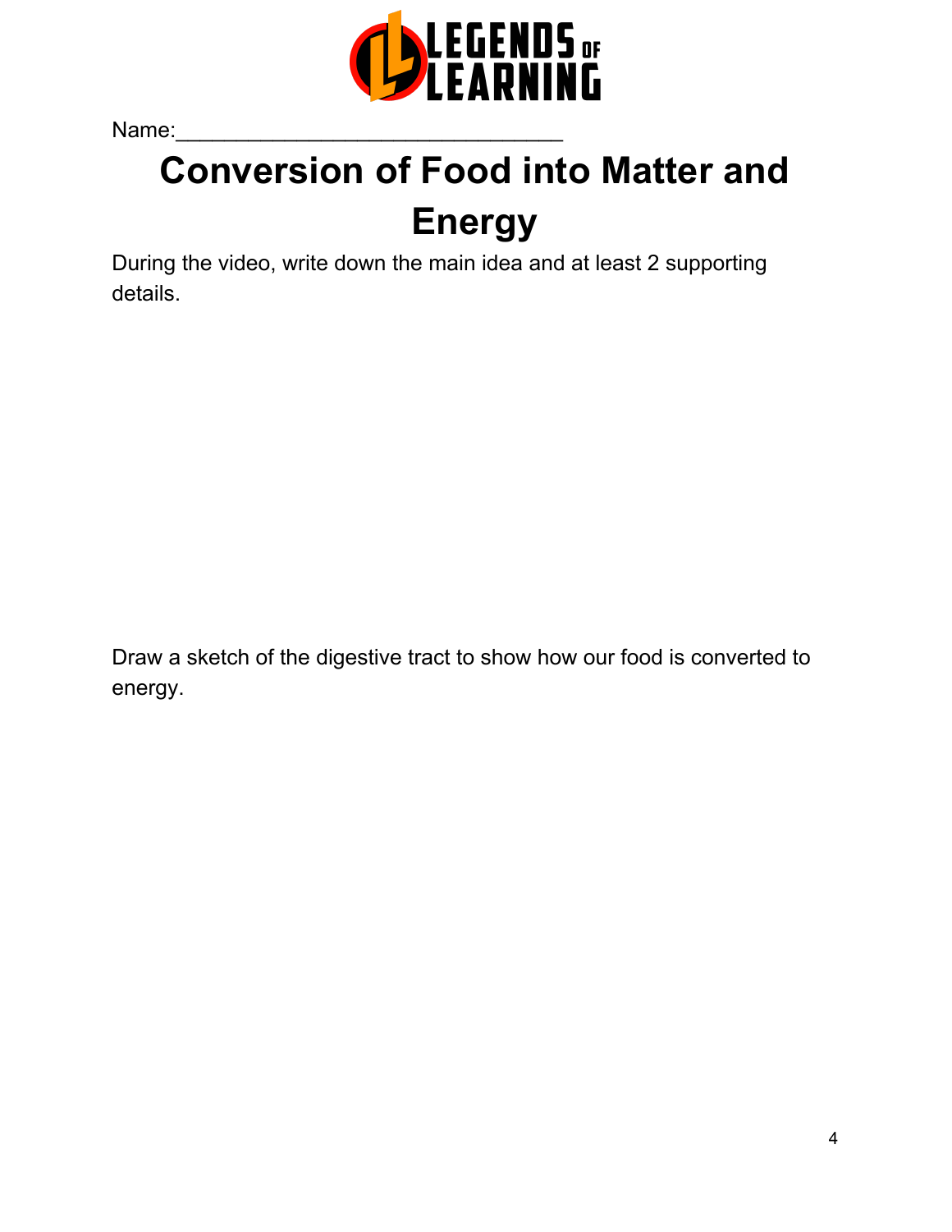Name:______________________________

# Conversion of Food into Matter and Energy

During the video, write down the main idea and at least 2 supporting details.

Draw a sketch of the digestive tract to show how our food is converted to energy.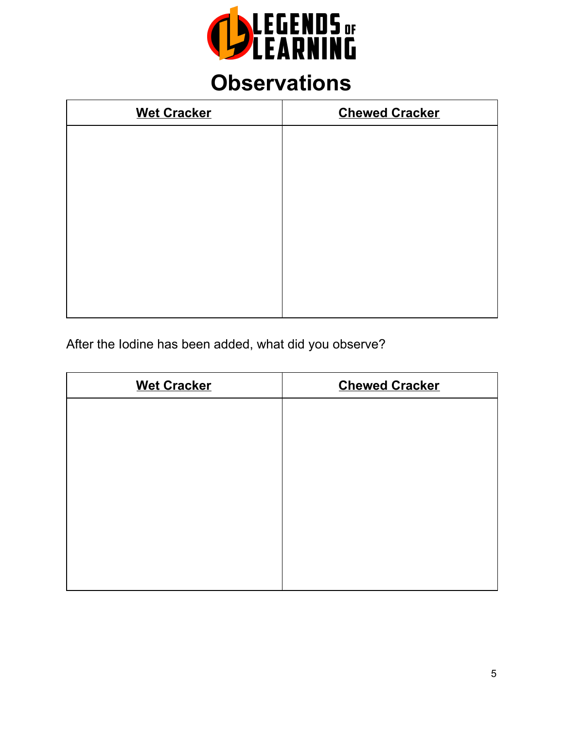# Observations

| Wet Cracker | Chewed Cracker |
|---|---|
| | |

After the Iodine has been added, what did you observe?

| Wet Cracker | Chewed Cracker |
|---|---|
| | |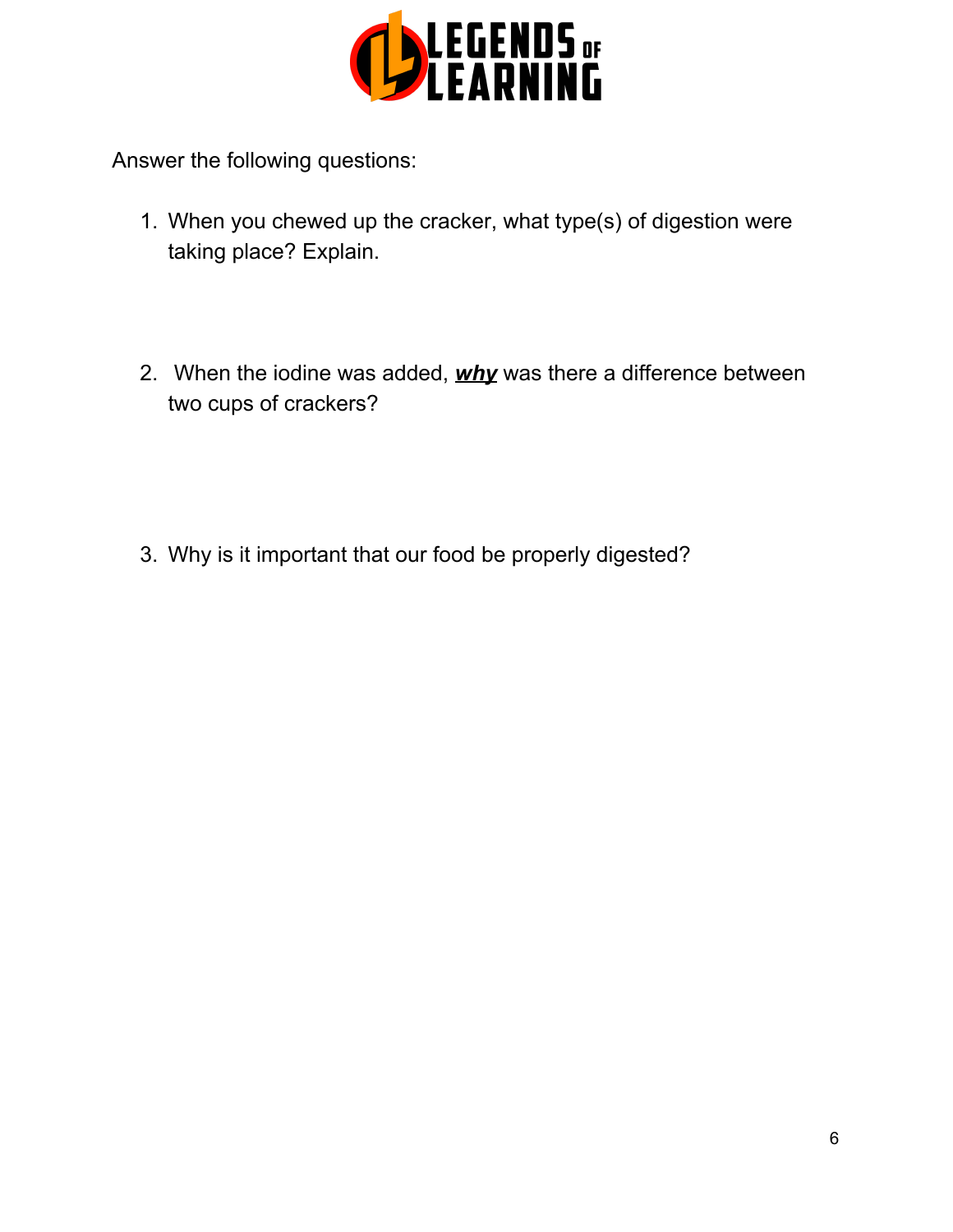Answer the following questions:

1. When you chewed up the cracker, what type(s) of digestion were taking place? Explain.

2. When the iodine was added, ***why*** was there a difference between two cups of crackers?

3. Why is it important that our food be properly digested?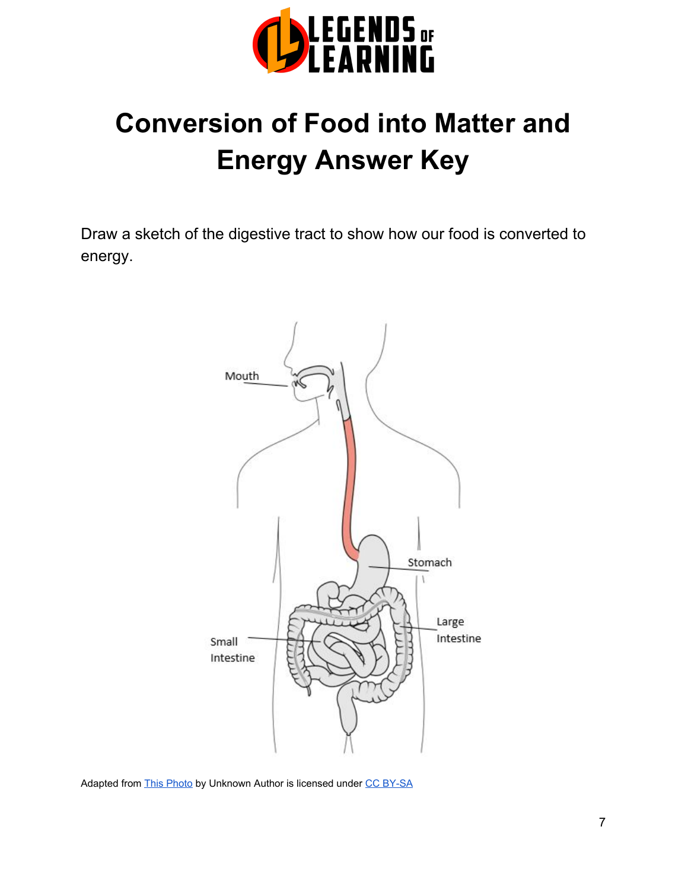# Conversion of Food into Matter and Energy Answer Key

Draw a sketch of the digestive tract to show how our food is converted to energy.

Mouth

Stomach

Large Intestine

Small Intestine

Adapted from This Photo by Unknown Author is licensed under CC BY-SA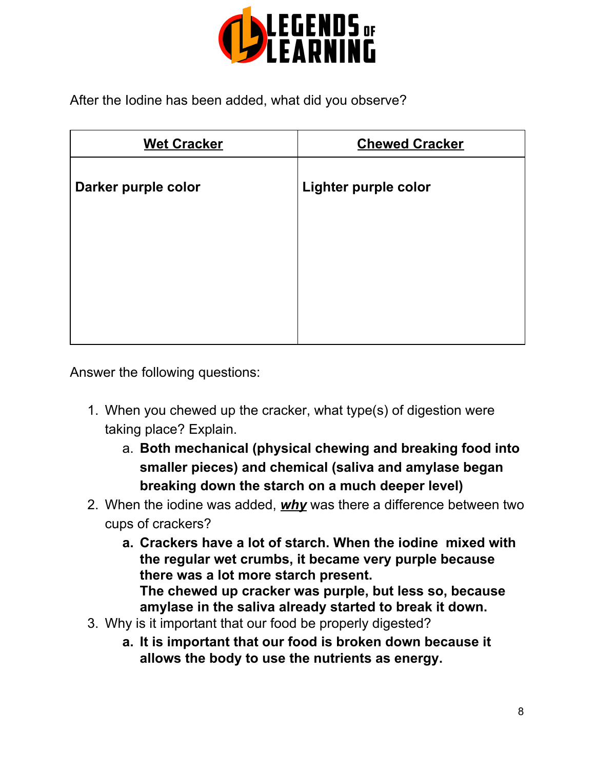After the Iodine has been added, what did you observe?

| Wet Cracker | Chewed Cracker |
| --- | --- |
| **Darker purple color** | **Lighter purple color** |

Answer the following questions:

1. When you chewed up the cracker, what type(s) of digestion were taking place? Explain.
    a. **Both mechanical (physical chewing and breaking food into smaller pieces) and chemical (saliva and amylase began breaking down the starch on a much deeper level)**
2. When the iodine was added, ***why*** was there a difference between two cups of crackers?
    a. **Crackers have a lot of starch. When the iodine mixed with the regular wet crumbs, it became very purple because there was a lot more starch present.**
    **The chewed up cracker was purple, but less so, because amylase in the saliva already started to break it down.**
3. Why is it important that our food be properly digested?
    a. **It is important that our food is broken down because it allows the body to use the nutrients as energy.**